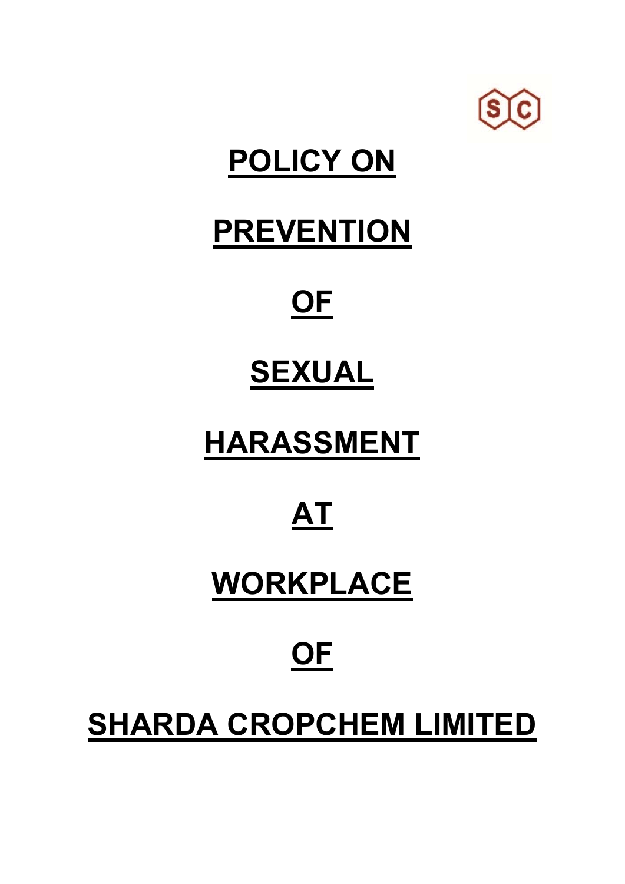# POLICY ON PREVENTION OF SEXUAL HARASSMENT AT WORKPLACE OF SHARDA CROPCHEM LIMITED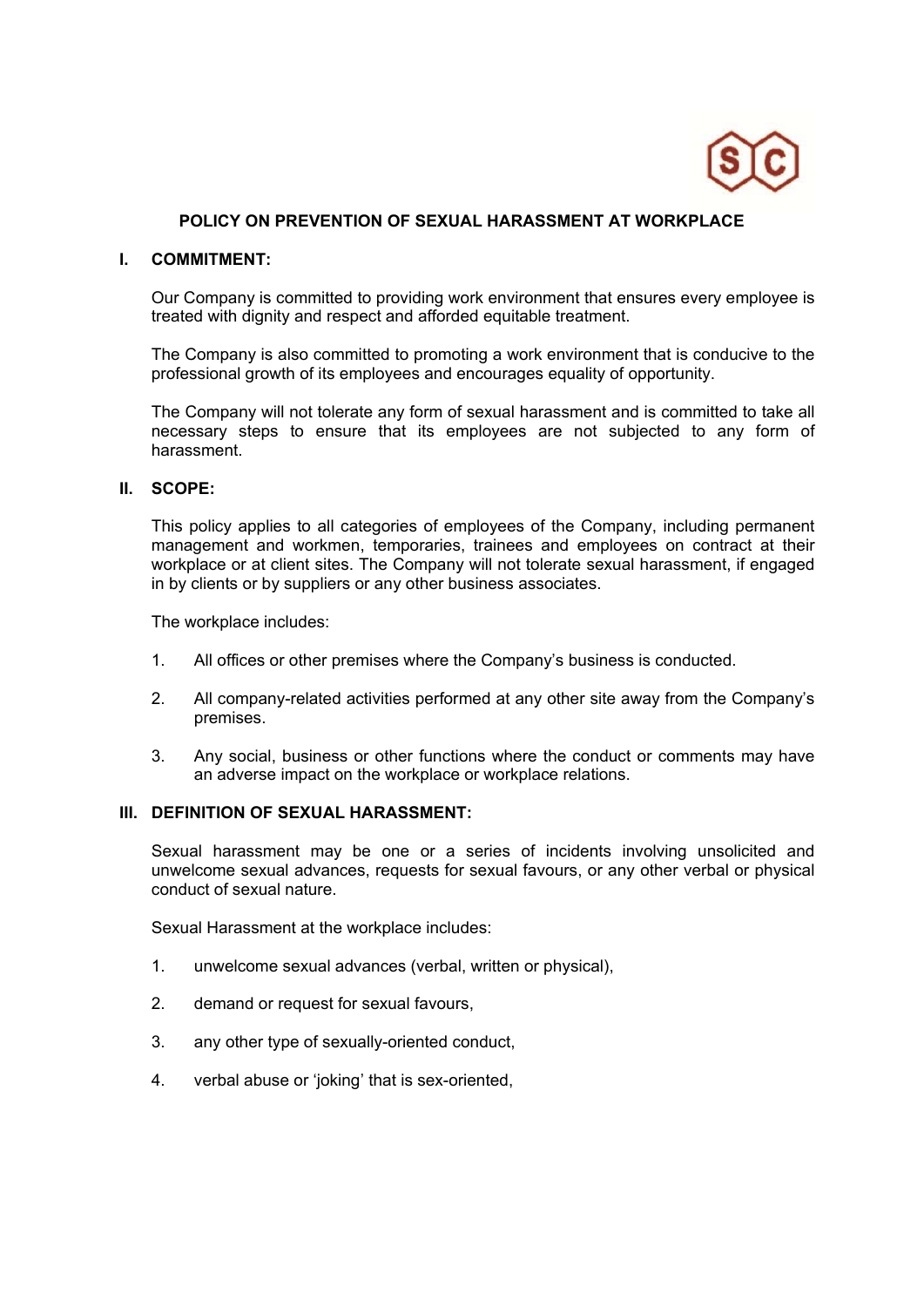## POLICY ON PREVENTION OF SEXUAL HARASSMENT AT WORKPLACE

### I. COMMITMENT:

Our Company is committed to providing work environment that ensures every employee is treated with dignity and respect and afforded equitable treatment.

The Company is also committed to promoting a work environment that is conducive to the professional growth of its employees and encourages equality of opportunity.

The Company will not tolerate any form of sexual harassment and is committed to take all necessary steps to ensure that its employees are not subjected to any form of harassment.

### II. SCOPE:

This policy applies to all categories of employees of the Company, including permanent management and workmen, temporaries, trainees and employees on contract at their workplace or at client sites. The Company will not tolerate sexual harassment, if engaged in by clients or by suppliers or any other business associates.

The workplace includes:

1. All offices or other premises where the Company's business is conducted.
2. All company-related activities performed at any other site away from the Company's premises.
3. Any social, business or other functions where the conduct or comments may have an adverse impact on the workplace or workplace relations.

### III. DEFINITION OF SEXUAL HARASSMENT:

Sexual harassment may be one or a series of incidents involving unsolicited and unwelcome sexual advances, requests for sexual favours, or any other verbal or physical conduct of sexual nature.

Sexual Harassment at the workplace includes:

1. unwelcome sexual advances (verbal, written or physical),
2. demand or request for sexual favours,
3. any other type of sexually-oriented conduct,
4. verbal abuse or 'joking' that is sex-oriented,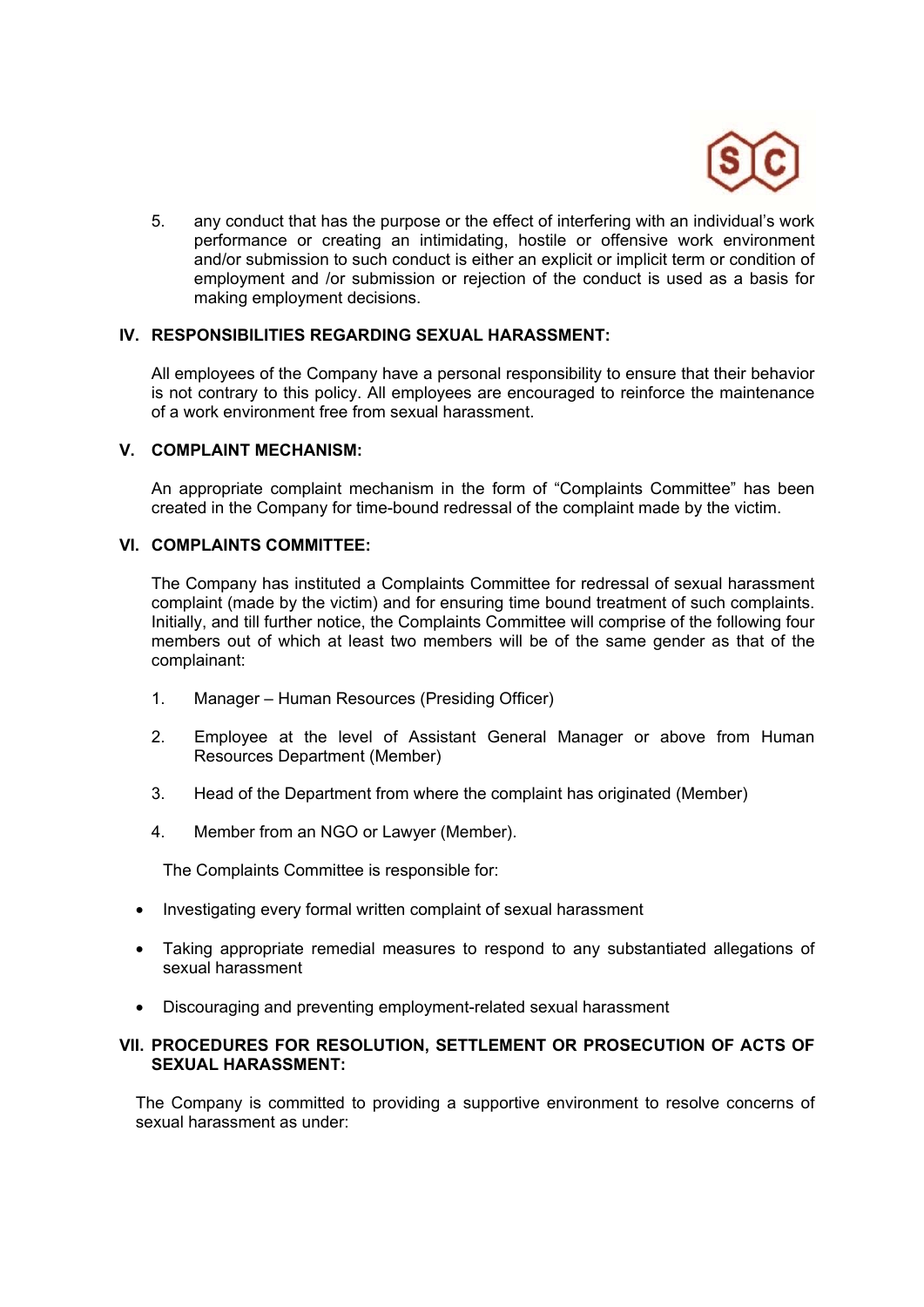5. any conduct that has the purpose or the effect of interfering with an individual's work performance or creating an intimidating, hostile or offensive work environment and/or submission to such conduct is either an explicit or implicit term or condition of employment and /or submission or rejection of the conduct is used as a basis for making employment decisions.

## IV. RESPONSIBILITIES REGARDING SEXUAL HARASSMENT:

All employees of the Company have a personal responsibility to ensure that their behavior is not contrary to this policy. All employees are encouraged to reinforce the maintenance of a work environment free from sexual harassment.

## V. COMPLAINT MECHANISM:

An appropriate complaint mechanism in the form of "Complaints Committee" has been created in the Company for time-bound redressal of the complaint made by the victim.

## VI. COMPLAINTS COMMITTEE:

The Company has instituted a Complaints Committee for redressal of sexual harassment complaint (made by the victim) and for ensuring time bound treatment of such complaints. Initially, and till further notice, the Complaints Committee will comprise of the following four members out of which at least two members will be of the same gender as that of the complainant:

1. Manager – Human Resources (Presiding Officer)
2. Employee at the level of Assistant General Manager or above from Human Resources Department (Member)
3. Head of the Department from where the complaint has originated (Member)
4. Member from an NGO or Lawyer (Member).

The Complaints Committee is responsible for:

- Investigating every formal written complaint of sexual harassment
- Taking appropriate remedial measures to respond to any substantiated allegations of sexual harassment
- Discouraging and preventing employment-related sexual harassment

## VII. PROCEDURES FOR RESOLUTION, SETTLEMENT OR PROSECUTION OF ACTS OF SEXUAL HARASSMENT:

The Company is committed to providing a supportive environment to resolve concerns of sexual harassment as under: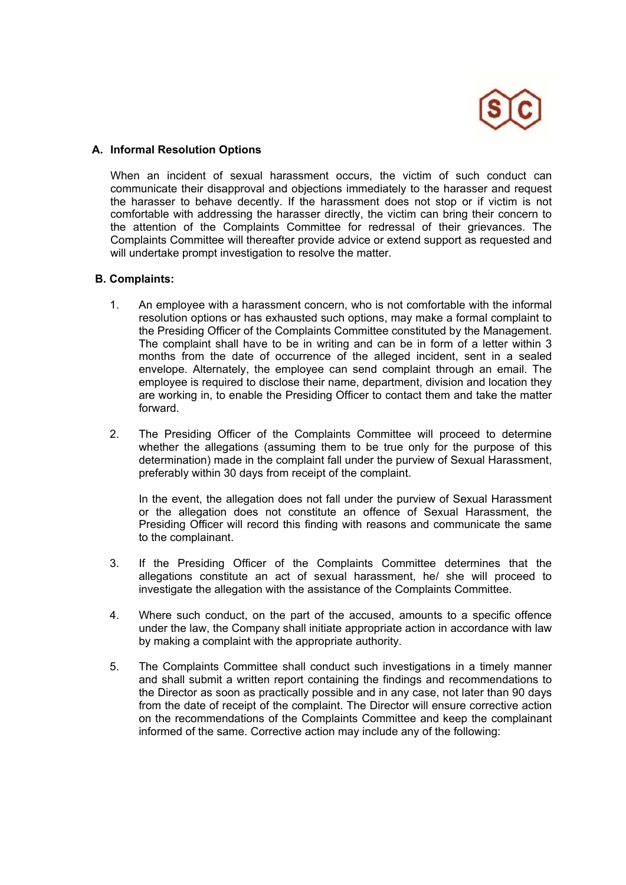## A. Informal Resolution Options

When an incident of sexual harassment occurs, the victim of such conduct can communicate their disapproval and objections immediately to the harasser and request the harasser to behave decently. If the harassment does not stop or if victim is not comfortable with addressing the harasser directly, the victim can bring their concern to the attention of the Complaints Committee for redressal of their grievances. The Complaints Committee will thereafter provide advice or extend support as requested and will undertake prompt investigation to resolve the matter.

## B. Complaints:

1. An employee with a harassment concern, who is not comfortable with the informal resolution options or has exhausted such options, may make a formal complaint to the Presiding Officer of the Complaints Committee constituted by the Management. The complaint shall have to be in writing and can be in form of a letter within 3 months from the date of occurrence of the alleged incident, sent in a sealed envelope. Alternately, the employee can send complaint through an email. The employee is required to disclose their name, department, division and location they are working in, to enable the Presiding Officer to contact them and take the matter forward.

2. The Presiding Officer of the Complaints Committee will proceed to determine whether the allegations (assuming them to be true only for the purpose of this determination) made in the complaint fall under the purview of Sexual Harassment, preferably within 30 days from receipt of the complaint.

   In the event, the allegation does not fall under the purview of Sexual Harassment or the allegation does not constitute an offence of Sexual Harassment, the Presiding Officer will record this finding with reasons and communicate the same to the complainant.

3. If the Presiding Officer of the Complaints Committee determines that the allegations constitute an act of sexual harassment, he/ she will proceed to investigate the allegation with the assistance of the Complaints Committee.

4. Where such conduct, on the part of the accused, amounts to a specific offence under the law, the Company shall initiate appropriate action in accordance with law by making a complaint with the appropriate authority.

5. The Complaints Committee shall conduct such investigations in a timely manner and shall submit a written report containing the findings and recommendations to the Director as soon as practically possible and in any case, not later than 90 days from the date of receipt of the complaint. The Director will ensure corrective action on the recommendations of the Complaints Committee and keep the complainant informed of the same. Corrective action may include any of the following: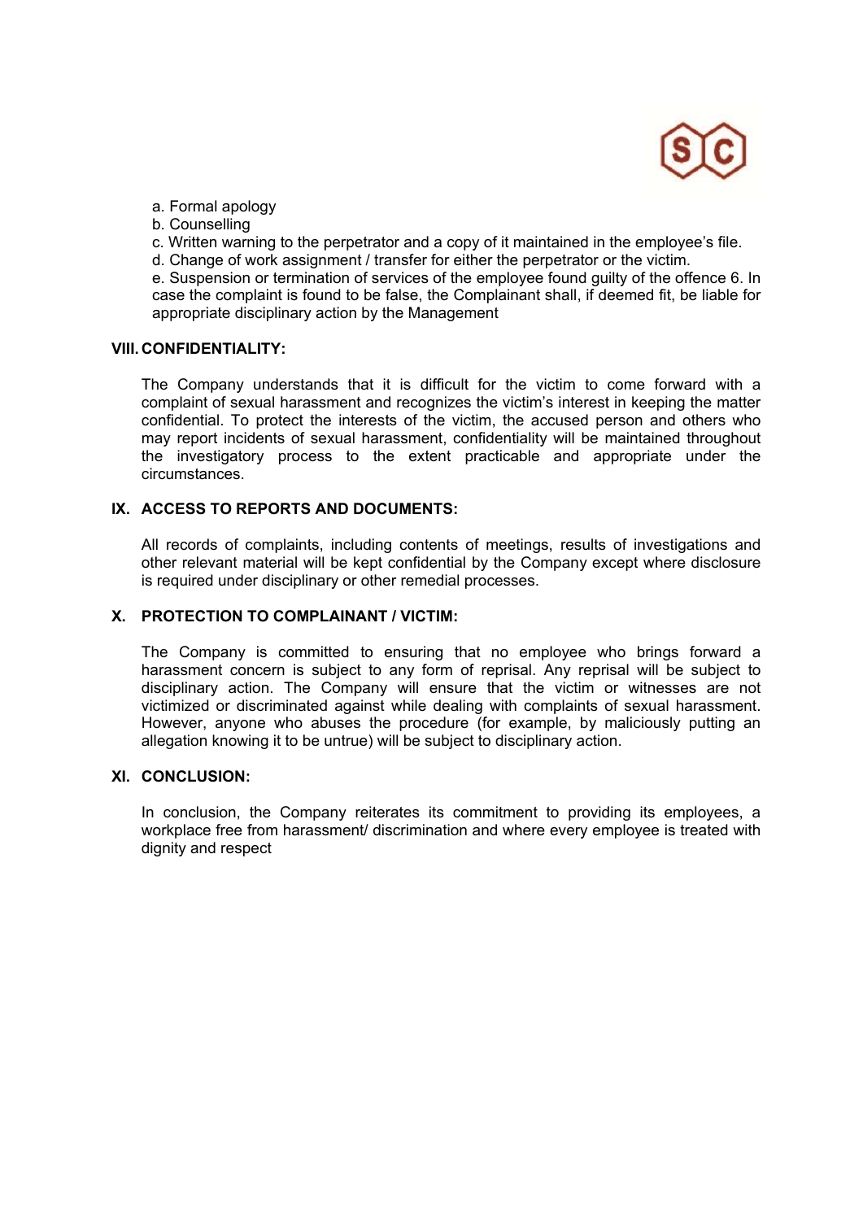a. Formal apology

b. Counselling

c. Written warning to the perpetrator and a copy of it maintained in the employee's file.

d. Change of work assignment / transfer for either the perpetrator or the victim.

e. Suspension or termination of services of the employee found guilty of the offence 6. In case the complaint is found to be false, the Complainant shall, if deemed fit, be liable for appropriate disciplinary action by the Management

## VIII. CONFIDENTIALITY:

The Company understands that it is difficult for the victim to come forward with a complaint of sexual harassment and recognizes the victim's interest in keeping the matter confidential. To protect the interests of the victim, the accused person and others who may report incidents of sexual harassment, confidentiality will be maintained throughout the investigatory process to the extent practicable and appropriate under the circumstances.

## IX. ACCESS TO REPORTS AND DOCUMENTS:

All records of complaints, including contents of meetings, results of investigations and other relevant material will be kept confidential by the Company except where disclosure is required under disciplinary or other remedial processes.

## X. PROTECTION TO COMPLAINANT / VICTIM:

The Company is committed to ensuring that no employee who brings forward a harassment concern is subject to any form of reprisal. Any reprisal will be subject to disciplinary action. The Company will ensure that the victim or witnesses are not victimized or discriminated against while dealing with complaints of sexual harassment. However, anyone who abuses the procedure (for example, by maliciously putting an allegation knowing it to be untrue) will be subject to disciplinary action.

## XI. CONCLUSION:

In conclusion, the Company reiterates its commitment to providing its employees, a workplace free from harassment/ discrimination and where every employee is treated with dignity and respect